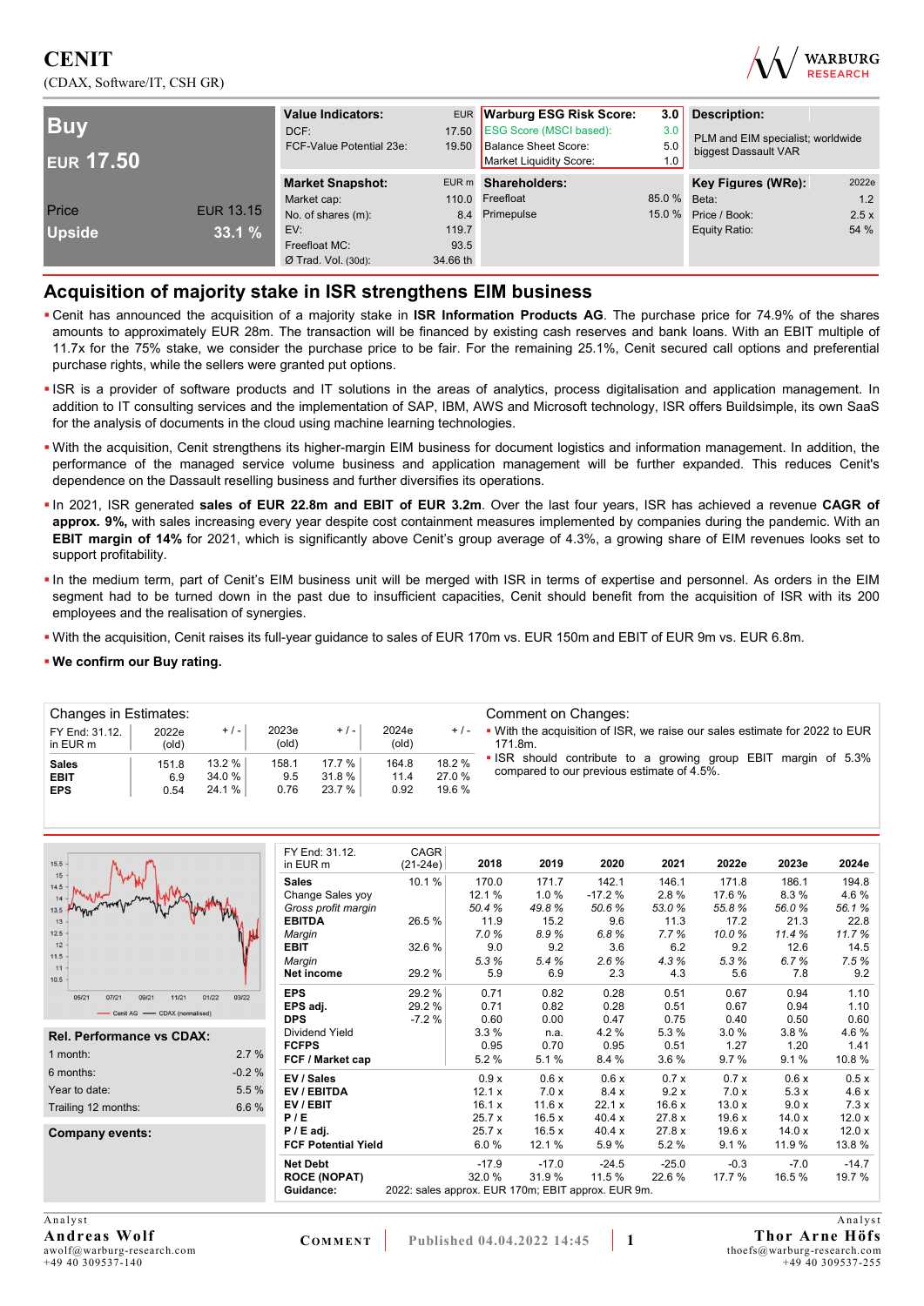# CENIT

(CDAX, Software/IT, CSH GR)

WARBURG RESEARCH

| | |
|---|---|
| **Buy** | |
| **EUR 17.50** | |
| Price | EUR 13.15 |
| Upside | 33.1 % |

| Value Indicators: | EUR |
|---|---|
| DCF: | 17.50 |
| FCF-Value Potential 23e: | 19.50 |

| Warburg ESG Risk Score: | 3.0 |
|---|---|
| ESG Score (MSCI based): | 3.0 |
| Balance Sheet Score: | 5.0 |
| Market Liquidity Score: | 1.0 |

**Description:**

PLM and EIM specialist; worldwide biggest Dassault VAR

| Market Snapshot: | EUR m |
|---|---|
| Market cap: | 110.0 |
| No. of shares (m): | 8.4 |
| EV: | 119.7 |
| Freefloat MC: | 93.5 |
| Ø Trad. Vol. (30d): | 34.66 th |

| Shareholders: | |
|---|---|
| Freefloat | 85.0 % |
| Primepulse | 15.0 % |

| Key Figures (WRe): | 2022e |
|---|---|
| Beta: | 1.2 |
| Price / Book: | 2.5 x |
| Equity Ratio: | 54 % |

## Acquisition of majority stake in ISR strengthens EIM business

- Cenit has announced the acquisition of a majority stake in **ISR Information Products AG**. The purchase price for 74.9% of the shares amounts to approximately EUR 28m. The transaction will be financed by existing cash reserves and bank loans. With an EBIT multiple of 11.7x for the 75% stake, we consider the purchase price to be fair. For the remaining 25.1%, Cenit secured call options and preferential purchase rights, while the sellers were granted put options.
- ISR is a provider of software products and IT solutions in the areas of analytics, process digitalisation and application management. In addition to IT consulting services and the implementation of SAP, IBM, AWS and Microsoft technology, ISR offers Buildsimple, its own SaaS for the analysis of documents in the cloud using machine learning technologies.
- With the acquisition, Cenit strengthens its higher-margin EIM business for document logistics and information management. In addition, the performance of the managed service volume business and application management will be further expanded. This reduces Cenit's dependence on the Dassault reselling business and further diversifies its operations.
- In 2021, ISR generated **sales of EUR 22.8m and EBIT of EUR 3.2m**. Over the last four years, ISR has achieved a revenue **CAGR of approx. 9%,** with sales increasing every year despite cost containment measures implemented by companies during the pandemic. With an **EBIT margin of 14%** for 2021, which is significantly above Cenit's group average of 4.3%, a growing share of EIM revenues looks set to support profitability.
- In the medium term, part of Cenit's EIM business unit will be merged with ISR in terms of expertise and personnel. As orders in the EIM segment had to be turned down in the past due to insufficient capacities, Cenit should benefit from the acquisition of ISR with its 200 employees and the realisation of synergies.
- With the acquisition, Cenit raises its full-year guidance to sales of EUR 170m vs. EUR 150m and EBIT of EUR 9m vs. EUR 6.8m.
- **We confirm our Buy rating.**

**Changes in Estimates:**

| FY End: 31.12. in EUR m | 2022e (old) | + / - | 2023e (old) | + / - | 2024e (old) | + / - |
|---|---|---|---|---|---|---|
| **Sales** | 151.8 | 13.2 % | 158.1 | 17.7 % | 164.8 | 18.2 % |
| **EBIT** | 6.9 | 34.0 % | 9.5 | 31.8 % | 11.4 | 27.0 % |
| **EPS** | 0.54 | 24.1 % | 0.76 | 23.7 % | 0.92 | 19.6 % |

**Comment on Changes:**

- With the acquisition of ISR, we raise our sales estimate for 2022 to EUR 171.8m.
- ISR should contribute to a growing group EBIT margin of 5.3% compared to our previous estimate of 4.5%.

| Rel. Performance vs CDAX: | |
|---|---|
| 1 month: | 2.7 % |
| 6 months: | -0.2 % |
| Year to date: | 5.5 % |
| Trailing 12 months: | 6.6 % |

**Company events:**

| FY End: 31.12. in EUR m | CAGR (21-24e) | 2018 | 2019 | 2020 | 2021 | 2022e | 2023e | 2024e |
|---|---|---|---|---|---|---|---|---|
| **Sales** | 10.1 % | 170.0 | 171.7 | 142.1 | 146.1 | 171.8 | 186.1 | 194.8 |
| Change Sales yoy | | 12.1 % | 1.0 % | -17.2 % | 2.8 % | 17.6 % | 8.3 % | 4.6 % |
| *Gross profit margin* | | *50.4 %* | *49.8 %* | *50.6 %* | *53.0 %* | *55.8 %* | *56.0 %* | *56.1 %* |
| **EBITDA** | 26.5 % | 11.9 | 15.2 | 9.6 | 11.3 | 17.2 | 21.3 | 22.8 |
| *Margin* | | *7.0 %* | *8.9 %* | *6.8 %* | *7.7 %* | *10.0 %* | *11.4 %* | *11.7 %* |
| **EBIT** | 32.6 % | 9.0 | 9.2 | 3.6 | 6.2 | 9.2 | 12.6 | 14.5 |
| *Margin* | | *5.3 %* | *5.4 %* | *2.6 %* | *4.3 %* | *5.3 %* | *6.7 %* | *7.5 %* |
| **Net income** | 29.2 % | 5.9 | 6.9 | 2.3 | 4.3 | 5.6 | 7.8 | 9.2 |
| **EPS** | 29.2 % | 0.71 | 0.82 | 0.28 | 0.51 | 0.67 | 0.94 | 1.10 |
| **EPS adj.** | 29.2 % | 0.71 | 0.82 | 0.28 | 0.51 | 0.67 | 0.94 | 1.10 |
| **DPS** | -7.2 % | 0.60 | 0.00 | 0.47 | 0.75 | 0.40 | 0.50 | 0.60 |
| Dividend Yield | | 3.3 % | n.a. | 4.2 % | 5.3 % | 3.0 % | 3.8 % | 4.6 % |
| **FCFPS** | | 0.95 | 0.70 | 0.95 | 0.51 | 1.27 | 1.20 | 1.41 |
| **FCF / Market cap** | | 5.2 % | 5.1 % | 8.4 % | 3.6 % | 9.7 % | 9.1 % | 10.8 % |
| **EV / Sales** | | 0.9 x | 0.6 x | 0.6 x | 0.7 x | 0.7 x | 0.6 x | 0.5 x |
| **EV / EBITDA** | | 12.1 x | 7.0 x | 8.4 x | 9.2 x | 7.0 x | 5.3 x | 4.6 x |
| **EV / EBIT** | | 16.1 x | 11.6 x | 22.1 x | 16.6 x | 13.0 x | 9.0 x | 7.3 x |
| **P / E** | | 25.7 x | 16.5 x | 40.4 x | 27.8 x | 19.6 x | 14.0 x | 12.0 x |
| **P / E adj.** | | 25.7 x | 16.5 x | 40.4 x | 27.8 x | 19.6 x | 14.0 x | 12.0 x |
| **FCF Potential Yield** | | 6.0 % | 12.1 % | 5.9 % | 5.2 % | 9.1 % | 11.9 % | 13.8 % |
| **Net Debt** | | -17.9 | -17.0 | -24.5 | -25.0 | -0.3 | -7.0 | -14.7 |
| **ROCE (NOPAT)** | | 32.0 % | 31.9 % | 11.5 % | 22.6 % | 17.7 % | 16.5 % | 19.7 % |
| **Guidance:** | 2022: sales approx. EUR 170m; EBIT approx. EUR 9m. | | | | | | | |

Analyst
**Andreas Wolf**
awolf@warburg-research.com
+49 40 309537-140

COMMENT | Published 04.04.2022 14:45

Analyst
**Thor Arne Höfs**
thoefs@warburg-research.com
+49 40 309537-255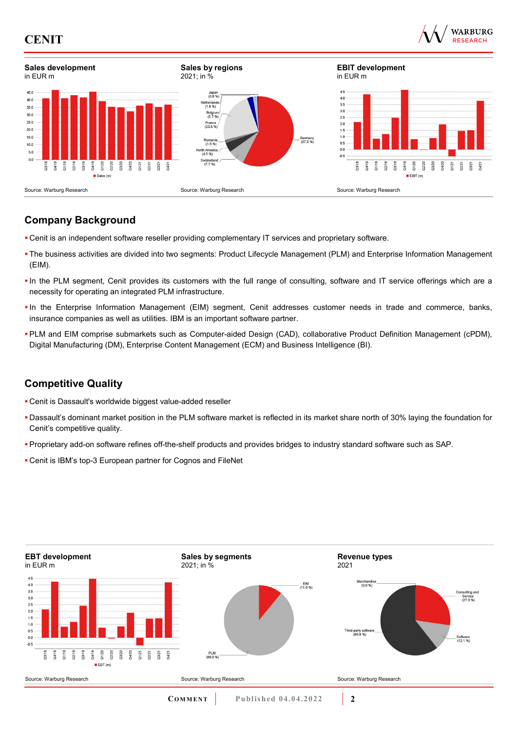**Sales development**
in EUR m

Source: Warburg Research

**Sales by regions**
2021; in %

Source: Warburg Research

**EBIT development**
in EUR m

Source: Warburg Research

## Company Background

- Cenit is an independent software reseller providing complementary IT services and proprietary software.
- The business activities are divided into two segments: Product Lifecycle Management (PLM) and Enterprise Information Management (EIM).
- In the PLM segment, Cenit provides its customers with the full range of consulting, software and IT service offerings which are a necessity for operating an integrated PLM infrastructure.
- In the Enterprise Information Management (EIM) segment, Cenit addresses customer needs in trade and commerce, banks, insurance companies as well as utilities. IBM is an important software partner.
- PLM and EIM comprise submarkets such as Computer-aided Design (CAD), collaborative Product Definition Management (cPDM), Digital Manufacturing (DM), Enterprise Content Management (ECM) and Business Intelligence (BI).

## Competitive Quality

- Cenit is Dassault's worldwide biggest value-added reseller
- Dassault's dominant market position in the PLM software market is reflected in its market share north of 30% laying the foundation for Cenit's competitive quality.
- Proprietary add-on software refines off-the-shelf products and provides bridges to industry standard software such as SAP.
- Cenit is IBM's top-3 European partner for Cognos and FileNet

**EBT development**
in EUR m

Source: Warburg Research

**Sales by segments**
2021; in %

Source: Warburg Research

**Revenue types**
2021

Source: Warburg Research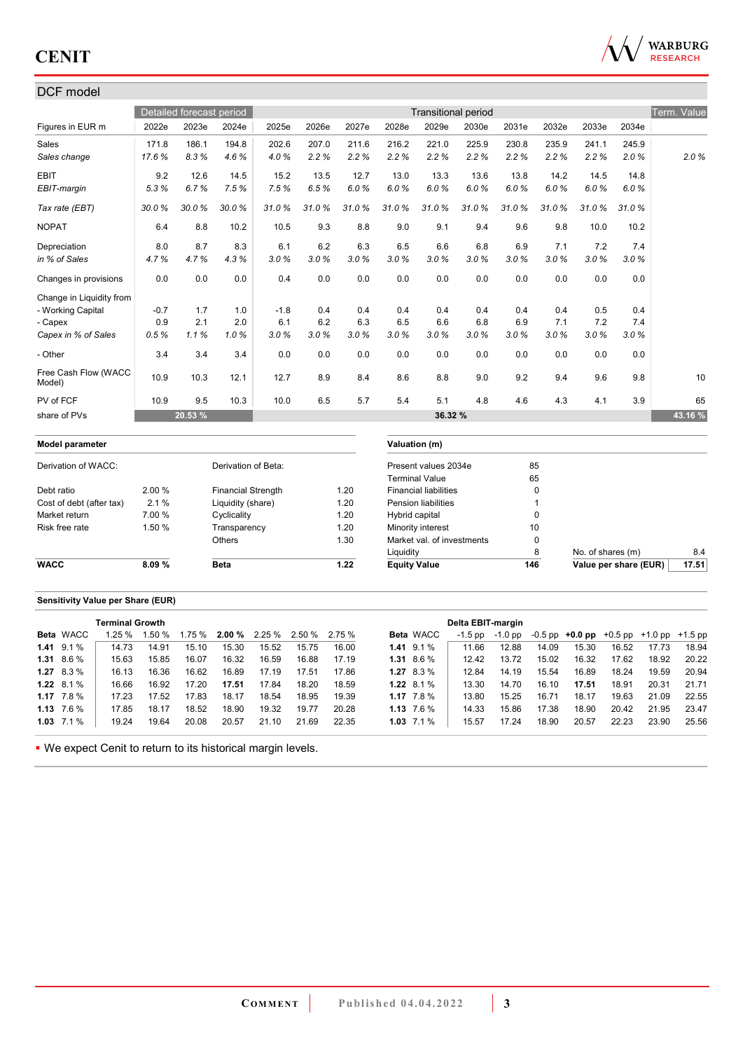## DCF model

| Figures in EUR m | 2022e | 2023e | 2024e | 2025e | 2026e | 2027e | 2028e | 2029e | 2030e | 2031e | 2032e | 2033e | 2034e | Term. Value |
|---|---|---|---|---|---|---|---|---|---|---|---|---|---|---|
| | Detailed forecast period | | | Transitional period | | | | | | | | | | Term. Value |
| Sales | 171.8 | 186.1 | 194.8 | 202.6 | 207.0 | 211.6 | 216.2 | 221.0 | 225.9 | 230.8 | 235.9 | 241.1 | 245.9 | |
| *Sales change* | *17.6 %* | *8.3 %* | *4.6 %* | *4.0 %* | *2.2 %* | *2.2 %* | *2.2 %* | *2.2 %* | *2.2 %* | *2.2 %* | *2.2 %* | *2.2 %* | *2.0 %* | *2.0 %* |
| EBIT | 9.2 | 12.6 | 14.5 | 15.2 | 13.5 | 12.7 | 13.0 | 13.3 | 13.6 | 13.8 | 14.2 | 14.5 | 14.8 | |
| *EBIT-margin* | *5.3 %* | *6.7 %* | *7.5 %* | *7.5 %* | *6.5 %* | *6.0 %* | *6.0 %* | *6.0 %* | *6.0 %* | *6.0 %* | *6.0 %* | *6.0 %* | *6.0 %* | |
| *Tax rate (EBT)* | *30.0 %* | *30.0 %* | *30.0 %* | *31.0 %* | *31.0 %* | *31.0 %* | *31.0 %* | *31.0 %* | *31.0 %* | *31.0 %* | *31.0 %* | *31.0 %* | *31.0 %* | |
| NOPAT | 6.4 | 8.8 | 10.2 | 10.5 | 9.3 | 8.8 | 9.0 | 9.1 | 9.4 | 9.6 | 9.8 | 10.0 | 10.2 | |
| Depreciation | 8.0 | 8.7 | 8.3 | 6.1 | 6.2 | 6.3 | 6.5 | 6.6 | 6.8 | 6.9 | 7.1 | 7.2 | 7.4 | |
| *in % of Sales* | *4.7 %* | *4.7 %* | *4.3 %* | *3.0 %* | *3.0 %* | *3.0 %* | *3.0 %* | *3.0 %* | *3.0 %* | *3.0 %* | *3.0 %* | *3.0 %* | *3.0 %* | |
| Changes in provisions | 0.0 | 0.0 | 0.0 | 0.4 | 0.0 | 0.0 | 0.0 | 0.0 | 0.0 | 0.0 | 0.0 | 0.0 | 0.0 | |
| Change in Liquidity from | | | | | | | | | | | | | | |
| - Working Capital | -0.7 | 1.7 | 1.0 | -1.8 | 0.4 | 0.4 | 0.4 | 0.4 | 0.4 | 0.4 | 0.4 | 0.5 | 0.4 | |
| - Capex | 0.9 | 2.1 | 2.0 | 6.1 | 6.2 | 6.3 | 6.5 | 6.6 | 6.8 | 6.9 | 7.1 | 7.2 | 7.4 | |
| *Capex in % of Sales* | *0.5 %* | *1.1 %* | *1.0 %* | *3.0 %* | *3.0 %* | *3.0 %* | *3.0 %* | *3.0 %* | *3.0 %* | *3.0 %* | *3.0 %* | *3.0 %* | *3.0 %* | |
| - Other | 3.4 | 3.4 | 3.4 | 0.0 | 0.0 | 0.0 | 0.0 | 0.0 | 0.0 | 0.0 | 0.0 | 0.0 | 0.0 | |
| Free Cash Flow (WACC Model) | 10.9 | 10.3 | 12.1 | 12.7 | 8.9 | 8.4 | 8.6 | 8.8 | 9.0 | 9.2 | 9.4 | 9.6 | 9.8 | 10 |
| PV of FCF | 10.9 | 9.5 | 10.3 | 10.0 | 6.5 | 5.7 | 5.4 | 5.1 | 4.8 | 4.6 | 4.3 | 4.1 | 3.9 | 65 |
| share of PVs | | 20.53 % | | | | | | 36.32 % | | | | | | 43.16 % |

| Model parameter | | | |
|---|---|---|---|
| Derivation of WACC: | | Derivation of Beta: | |
| Debt ratio | 2.00 % | Financial Strength | 1.20 |
| Cost of debt (after tax) | 2.1 % | Liquidity (share) | 1.20 |
| Market return | 7.00 % | Cyclicality | 1.20 |
| Risk free rate | 1.50 % | Transparency | 1.20 |
| | | Others | 1.30 |
| **WACC** | **8.09 %** | **Beta** | **1.22** |

| Valuation (m) | | | |
|---|---|---|---|
| Present values 2034e | 85 | | |
| Terminal Value | 65 | | |
| Financial liabilities | 0 | | |
| Pension liabilities | 1 | | |
| Hybrid capital | 0 | | |
| Minority interest | 10 | | |
| Market val. of investments | 0 | | |
| Liquidity | 8 | No. of shares (m) | 8.4 |
| **Equity Value** | **146** | **Value per share (EUR)** | **17.51** |

### Sensitivity Value per Share (EUR)

| Beta | WACC | Terminal Growth 1.25 % | 1.50 % | 1.75 % | **2.00 %** | 2.25 % | 2.50 % | 2.75 % |
|---|---|---|---|---|---|---|---|---|
| **1.41** | 9.1 % | 14.73 | 14.91 | 15.10 | 15.30 | 15.52 | 15.75 | 16.00 |
| **1.31** | 8.6 % | 15.63 | 15.85 | 16.07 | 16.32 | 16.59 | 16.88 | 17.19 |
| **1.27** | 8.3 % | 16.13 | 16.36 | 16.62 | 16.89 | 17.19 | 17.51 | 17.86 |
| **1.22** | 8.1 % | 16.66 | 16.92 | 17.20 | **17.51** | 17.84 | 18.20 | 18.59 |
| **1.17** | 7.8 % | 17.23 | 17.52 | 17.83 | 18.17 | 18.54 | 18.95 | 19.39 |
| **1.13** | 7.6 % | 17.85 | 18.17 | 18.52 | 18.90 | 19.32 | 19.77 | 20.28 |
| **1.03** | 7.1 % | 19.24 | 19.64 | 20.08 | 20.57 | 21.10 | 21.69 | 22.35 |

| Beta | WACC | Delta EBIT-margin -1.5 pp | -1.0 pp | -0.5 pp | **+0.0 pp** | +0.5 pp | +1.0 pp | +1.5 pp |
|---|---|---|---|---|---|---|---|---|
| **1.41** | 9.1 % | 11.66 | 12.88 | 14.09 | 15.30 | 16.52 | 17.73 | 18.94 |
| **1.31** | 8.6 % | 12.42 | 13.72 | 15.02 | 16.32 | 17.62 | 18.92 | 20.22 |
| **1.27** | 8.3 % | 12.84 | 14.19 | 15.54 | 16.89 | 18.24 | 19.59 | 20.94 |
| **1.22** | 8.1 % | 13.30 | 14.70 | 16.10 | **17.51** | 18.91 | 20.31 | 21.71 |
| **1.17** | 7.8 % | 13.80 | 15.25 | 16.71 | 18.17 | 19.63 | 21.09 | 22.55 |
| **1.13** | 7.6 % | 14.33 | 15.86 | 17.38 | 18.90 | 20.42 | 21.95 | 23.47 |
| **1.03** | 7.1 % | 15.57 | 17.24 | 18.90 | 20.57 | 22.23 | 23.90 | 25.56 |

- We expect Cenit to return to its historical margin levels.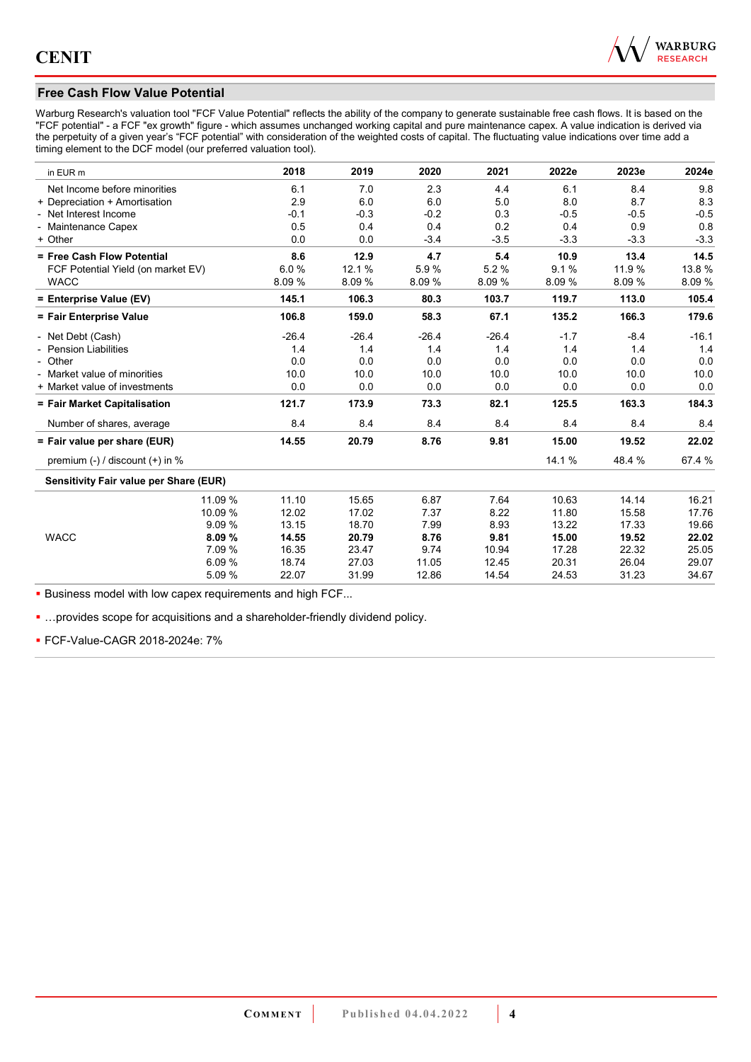## Free Cash Flow Value Potential

Warburg Research's valuation tool "FCF Value Potential" reflects the ability of the company to generate sustainable free cash flows. It is based on the "FCF potential" - a FCF "ex growth" figure - which assumes unchanged working capital and pure maintenance capex. A value indication is derived via the perpetuity of a given year's "FCF potential" with consideration of the weighted costs of capital. The fluctuating value indications over time add a timing element to the DCF model (our preferred valuation tool).

| in EUR m | | 2018 | 2019 | 2020 | 2021 | 2022e | 2023e | 2024e |
|---|---|---|---|---|---|---|---|---|
| Net Income before minorities | | 6.1 | 7.0 | 2.3 | 4.4 | 6.1 | 8.4 | 9.8 |
| + Depreciation + Amortisation | | 2.9 | 6.0 | 6.0 | 5.0 | 8.0 | 8.7 | 8.3 |
| - Net Interest Income | | -0.1 | -0.3 | -0.2 | 0.3 | -0.5 | -0.5 | -0.5 |
| - Maintenance Capex | | 0.5 | 0.4 | 0.4 | 0.2 | 0.4 | 0.9 | 0.8 |
| + Other | | 0.0 | 0.0 | -3.4 | -3.5 | -3.3 | -3.3 | -3.3 |
| **= Free Cash Flow Potential** | | **8.6** | **12.9** | **4.7** | **5.4** | **10.9** | **13.4** | **14.5** |
| FCF Potential Yield (on market EV) | | 6.0 % | 12.1 % | 5.9 % | 5.2 % | 9.1 % | 11.9 % | 13.8 % |
| WACC | | 8.09 % | 8.09 % | 8.09 % | 8.09 % | 8.09 % | 8.09 % | 8.09 % |
| **= Enterprise Value (EV)** | | **145.1** | **106.3** | **80.3** | **103.7** | **119.7** | **113.0** | **105.4** |
| **= Fair Enterprise Value** | | **106.8** | **159.0** | **58.3** | **67.1** | **135.2** | **166.3** | **179.6** |
| - Net Debt (Cash) | | -26.4 | -26.4 | -26.4 | -26.4 | -1.7 | -8.4 | -16.1 |
| - Pension Liabilities | | 1.4 | 1.4 | 1.4 | 1.4 | 1.4 | 1.4 | 1.4 |
| - Other | | 0.0 | 0.0 | 0.0 | 0.0 | 0.0 | 0.0 | 0.0 |
| - Market value of minorities | | 10.0 | 10.0 | 10.0 | 10.0 | 10.0 | 10.0 | 10.0 |
| + Market value of investments | | 0.0 | 0.0 | 0.0 | 0.0 | 0.0 | 0.0 | 0.0 |
| **= Fair Market Capitalisation** | | **121.7** | **173.9** | **73.3** | **82.1** | **125.5** | **163.3** | **184.3** |
| Number of shares, average | | 8.4 | 8.4 | 8.4 | 8.4 | 8.4 | 8.4 | 8.4 |
| **= Fair value per share (EUR)** | | **14.55** | **20.79** | **8.76** | **9.81** | **15.00** | **19.52** | **22.02** |
| premium (-) / discount (+) in % | | | | | | 14.1 % | 48.4 % | 67.4 % |
| **Sensitivity Fair value per Share (EUR)** | | | | | | | | |
| | 11.09 % | 11.10 | 15.65 | 6.87 | 7.64 | 10.63 | 14.14 | 16.21 |
| | 10.09 % | 12.02 | 17.02 | 7.37 | 8.22 | 11.80 | 15.58 | 17.76 |
| | 9.09 % | 13.15 | 18.70 | 7.99 | 8.93 | 13.22 | 17.33 | 19.66 |
| WACC | **8.09 %** | **14.55** | **20.79** | **8.76** | **9.81** | **15.00** | **19.52** | **22.02** |
| | 7.09 % | 16.35 | 23.47 | 9.74 | 10.94 | 17.28 | 22.32 | 25.05 |
| | 6.09 % | 18.74 | 27.03 | 11.05 | 12.45 | 20.31 | 26.04 | 29.07 |
| | 5.09 % | 22.07 | 31.99 | 12.86 | 14.54 | 24.53 | 31.23 | 34.67 |

- Business model with low capex requirements and high FCF...
- …provides scope for acquisitions and a shareholder-friendly dividend policy.
- FCF-Value-CAGR 2018-2024e: 7%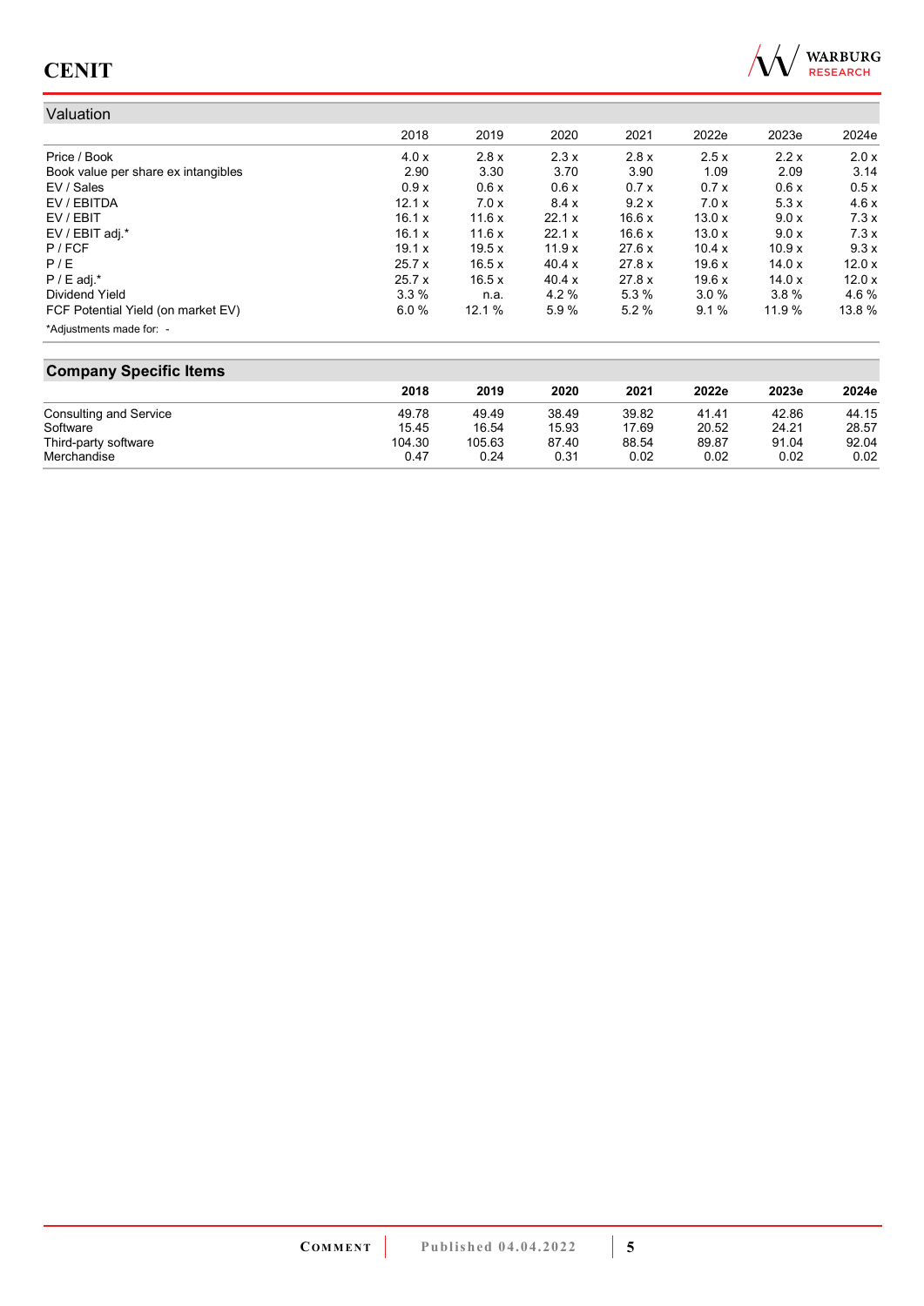## Valuation

| | 2018 | 2019 | 2020 | 2021 | 2022e | 2023e | 2024e |
|---|---|---|---|---|---|---|---|
| Price / Book | 4.0 x | 2.8 x | 2.3 x | 2.8 x | 2.5 x | 2.2 x | 2.0 x |
| Book value per share ex intangibles | 2.90 | 3.30 | 3.70 | 3.90 | 1.09 | 2.09 | 3.14 |
| EV / Sales | 0.9 x | 0.6 x | 0.6 x | 0.7 x | 0.7 x | 0.6 x | 0.5 x |
| EV / EBITDA | 12.1 x | 7.0 x | 8.4 x | 9.2 x | 7.0 x | 5.3 x | 4.6 x |
| EV / EBIT | 16.1 x | 11.6 x | 22.1 x | 16.6 x | 13.0 x | 9.0 x | 7.3 x |
| EV / EBIT adj.* | 16.1 x | 11.6 x | 22.1 x | 16.6 x | 13.0 x | 9.0 x | 7.3 x |
| P / FCF | 19.1 x | 19.5 x | 11.9 x | 27.6 x | 10.4 x | 10.9 x | 9.3 x |
| P / E | 25.7 x | 16.5 x | 40.4 x | 27.8 x | 19.6 x | 14.0 x | 12.0 x |
| P / E adj.* | 25.7 x | 16.5 x | 40.4 x | 27.8 x | 19.6 x | 14.0 x | 12.0 x |
| Dividend Yield | 3.3 % | n.a. | 4.2 % | 5.3 % | 3.0 % | 3.8 % | 4.6 % |
| FCF Potential Yield (on market EV) | 6.0 % | 12.1 % | 5.9 % | 5.2 % | 9.1 % | 11.9 % | 13.8 % |

*Adjustments made for: -

## Company Specific Items

| | 2018 | 2019 | 2020 | 2021 | 2022e | 2023e | 2024e |
|---|---|---|---|---|---|---|---|
| Consulting and Service | 49.78 | 49.49 | 38.49 | 39.82 | 41.41 | 42.86 | 44.15 |
| Software | 15.45 | 16.54 | 15.93 | 17.69 | 20.52 | 24.21 | 28.57 |
| Third-party software | 104.30 | 105.63 | 87.40 | 88.54 | 89.87 | 91.04 | 92.04 |
| Merchandise | 0.47 | 0.24 | 0.31 | 0.02 | 0.02 | 0.02 | 0.02 |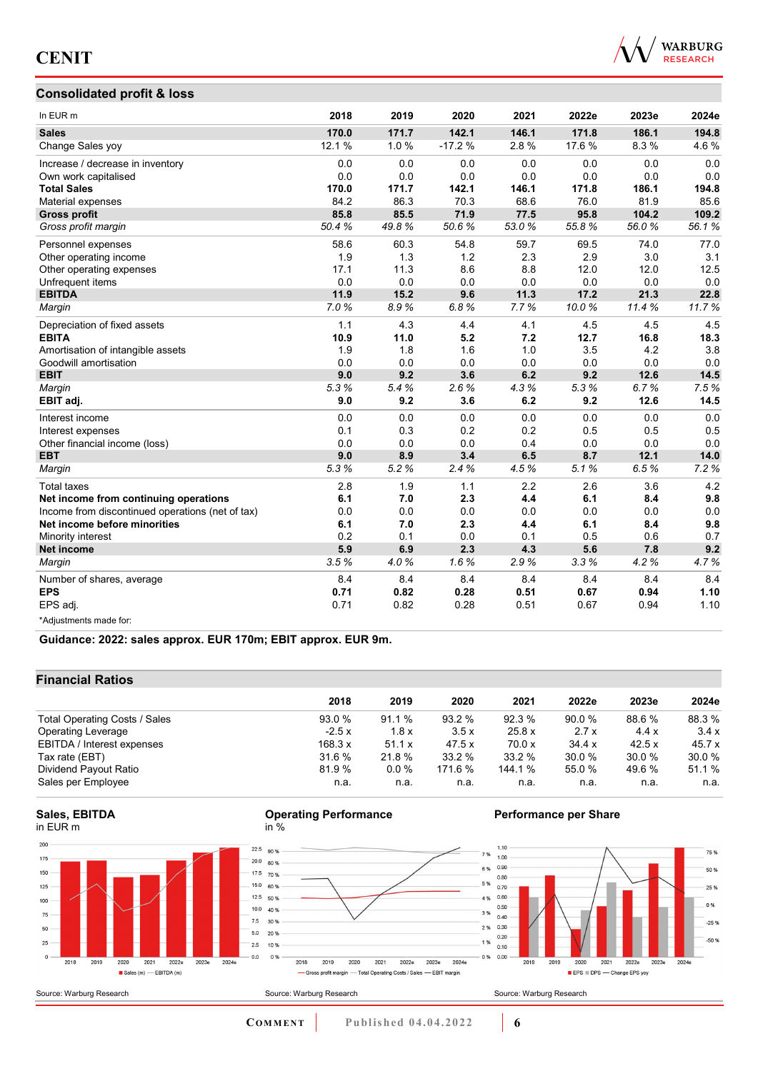## Consolidated profit & loss

| In EUR m | 2018 | 2019 | 2020 | 2021 | 2022e | 2023e | 2024e |
|---|---|---|---|---|---|---|---|
| **Sales** | **170.0** | **171.7** | **142.1** | **146.1** | **171.8** | **186.1** | **194.8** |
| Change Sales yoy | 12.1 % | 1.0 % | -17.2 % | 2.8 % | 17.6 % | 8.3 % | 4.6 % |
| Increase / decrease in inventory | 0.0 | 0.0 | 0.0 | 0.0 | 0.0 | 0.0 | 0.0 |
| Own work capitalised | 0.0 | 0.0 | 0.0 | 0.0 | 0.0 | 0.0 | 0.0 |
| **Total Sales** | **170.0** | **171.7** | **142.1** | **146.1** | **171.8** | **186.1** | **194.8** |
| Material expenses | 84.2 | 86.3 | 70.3 | 68.6 | 76.0 | 81.9 | 85.6 |
| **Gross profit** | **85.8** | **85.5** | **71.9** | **77.5** | **95.8** | **104.2** | **109.2** |
| *Gross profit margin* | *50.4 %* | *49.8 %* | *50.6 %* | *53.0 %* | *55.8 %* | *56.0 %* | *56.1 %* |
| Personnel expenses | 58.6 | 60.3 | 54.8 | 59.7 | 69.5 | 74.0 | 77.0 |
| Other operating income | 1.9 | 1.3 | 1.2 | 2.3 | 2.9 | 3.0 | 3.1 |
| Other operating expenses | 17.1 | 11.3 | 8.6 | 8.8 | 12.0 | 12.0 | 12.5 |
| Unfrequent items | 0.0 | 0.0 | 0.0 | 0.0 | 0.0 | 0.0 | 0.0 |
| **EBITDA** | **11.9** | **15.2** | **9.6** | **11.3** | **17.2** | **21.3** | **22.8** |
| *Margin* | *7.0 %* | *8.9 %* | *6.8 %* | *7.7 %* | *10.0 %* | *11.4 %* | *11.7 %* |
| Depreciation of fixed assets | 1.1 | 4.3 | 4.4 | 4.1 | 4.5 | 4.5 | 4.5 |
| **EBITA** | **10.9** | **11.0** | **5.2** | **7.2** | **12.7** | **16.8** | **18.3** |
| Amortisation of intangible assets | 1.9 | 1.8 | 1.6 | 1.0 | 3.5 | 4.2 | 3.8 |
| Goodwill amortisation | 0.0 | 0.0 | 0.0 | 0.0 | 0.0 | 0.0 | 0.0 |
| **EBIT** | **9.0** | **9.2** | **3.6** | **6.2** | **9.2** | **12.6** | **14.5** |
| *Margin* | *5.3 %* | *5.4 %* | *2.6 %* | *4.3 %* | *5.3 %* | *6.7 %* | *7.5 %* |
| **EBIT adj.** | **9.0** | **9.2** | **3.6** | **6.2** | **9.2** | **12.6** | **14.5** |
| Interest income | 0.0 | 0.0 | 0.0 | 0.0 | 0.0 | 0.0 | 0.0 |
| Interest expenses | 0.1 | 0.3 | 0.2 | 0.2 | 0.5 | 0.5 | 0.5 |
| Other financial income (loss) | 0.0 | 0.0 | 0.0 | 0.4 | 0.0 | 0.0 | 0.0 |
| **EBT** | **9.0** | **8.9** | **3.4** | **6.5** | **8.7** | **12.1** | **14.0** |
| *Margin* | *5.3 %* | *5.2 %* | *2.4 %* | *4.5 %* | *5.1 %* | *6.5 %* | *7.2 %* |
| Total taxes | 2.8 | 1.9 | 1.1 | 2.2 | 2.6 | 3.6 | 4.2 |
| **Net income from continuing operations** | **6.1** | **7.0** | **2.3** | **4.4** | **6.1** | **8.4** | **9.8** |
| Income from discontinued operations (net of tax) | 0.0 | 0.0 | 0.0 | 0.0 | 0.0 | 0.0 | 0.0 |
| **Net income before minorities** | **6.1** | **7.0** | **2.3** | **4.4** | **6.1** | **8.4** | **9.8** |
| Minority interest | 0.2 | 0.1 | 0.0 | 0.1 | 0.5 | 0.6 | 0.7 |
| **Net income** | **5.9** | **6.9** | **2.3** | **4.3** | **5.6** | **7.8** | **9.2** |
| *Margin* | *3.5 %* | *4.0 %* | *1.6 %* | *2.9 %* | *3.3 %* | *4.2 %* | *4.7 %* |
| Number of shares, average | 8.4 | 8.4 | 8.4 | 8.4 | 8.4 | 8.4 | 8.4 |
| **EPS** | **0.71** | **0.82** | **0.28** | **0.51** | **0.67** | **0.94** | **1.10** |
| EPS adj. | 0.71 | 0.82 | 0.28 | 0.51 | 0.67 | 0.94 | 1.10 |

*Adjustments made for:

**Guidance: 2022: sales approx. EUR 170m; EBIT approx. EUR 9m.**

## Financial Ratios

| | 2018 | 2019 | 2020 | 2021 | 2022e | 2023e | 2024e |
|---|---|---|---|---|---|---|---|
| Total Operating Costs / Sales | 93.0 % | 91.1 % | 93.2 % | 92.3 % | 90.0 % | 88.6 % | 88.3 % |
| Operating Leverage | -2.5 x | 1.8 x | 3.5 x | 25.8 x | 2.7 x | 4.4 x | 3.4 x |
| EBITDA / Interest expenses | 168.3 x | 51.1 x | 47.5 x | 70.0 x | 34.4 x | 42.5 x | 45.7 x |
| Tax rate (EBT) | 31.6 % | 21.8 % | 33.2 % | 33.2 % | 30.0 % | 30.0 % | 30.0 % |
| Dividend Payout Ratio | 81.9 % | 0.0 % | 171.6 % | 144.1 % | 55.0 % | 49.6 % | 51.1 % |
| Sales per Employee | n.a. | n.a. | n.a. | n.a. | n.a. | n.a. | n.a. |

**Sales, EBITDA**
in EUR m

Source: Warburg Research

**Operating Performance**
in %

Source: Warburg Research

**Performance per Share**

Source: Warburg Research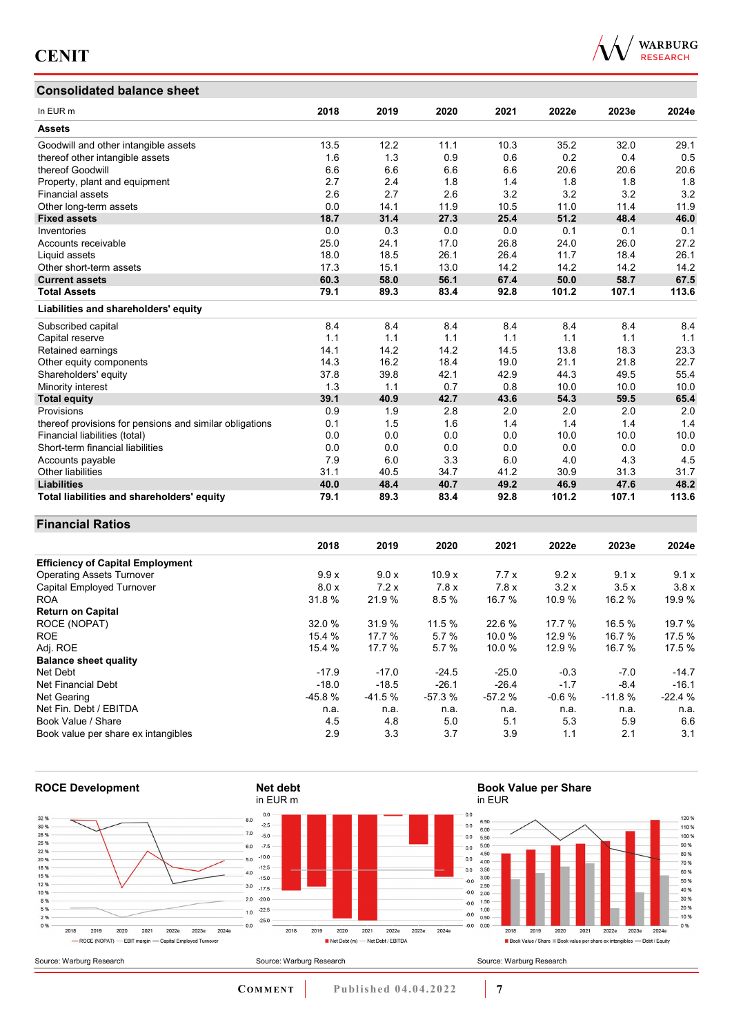## Consolidated balance sheet

| In EUR m | 2018 | 2019 | 2020 | 2021 | 2022e | 2023e | 2024e |
|---|---|---|---|---|---|---|---|
| **Assets** | | | | | | | |
| Goodwill and other intangible assets | 13.5 | 12.2 | 11.1 | 10.3 | 35.2 | 32.0 | 29.1 |
| thereof other intangible assets | 1.6 | 1.3 | 0.9 | 0.6 | 0.2 | 0.4 | 0.5 |
| thereof Goodwill | 6.6 | 6.6 | 6.6 | 6.6 | 20.6 | 20.6 | 20.6 |
| Property, plant and equipment | 2.7 | 2.4 | 1.8 | 1.4 | 1.8 | 1.8 | 1.8 |
| Financial assets | 2.6 | 2.7 | 2.6 | 3.2 | 3.2 | 3.2 | 3.2 |
| Other long-term assets | 0.0 | 14.1 | 11.9 | 10.5 | 11.0 | 11.4 | 11.9 |
| **Fixed assets** | **18.7** | **31.4** | **27.3** | **25.4** | **51.2** | **48.4** | **46.0** |
| Inventories | 0.0 | 0.3 | 0.0 | 0.0 | 0.1 | 0.1 | 0.1 |
| Accounts receivable | 25.0 | 24.1 | 17.0 | 26.8 | 24.0 | 26.0 | 27.2 |
| Liquid assets | 18.0 | 18.5 | 26.1 | 26.4 | 11.7 | 18.4 | 26.1 |
| Other short-term assets | 17.3 | 15.1 | 13.0 | 14.2 | 14.2 | 14.2 | 14.2 |
| **Current assets** | **60.3** | **58.0** | **56.1** | **67.4** | **50.0** | **58.7** | **67.5** |
| **Total Assets** | **79.1** | **89.3** | **83.4** | **92.8** | **101.2** | **107.1** | **113.6** |
| **Liabilities and shareholders' equity** | | | | | | | |
| Subscribed capital | 8.4 | 8.4 | 8.4 | 8.4 | 8.4 | 8.4 | 8.4 |
| Capital reserve | 1.1 | 1.1 | 1.1 | 1.1 | 1.1 | 1.1 | 1.1 |
| Retained earnings | 14.1 | 14.2 | 14.2 | 14.5 | 13.8 | 18.3 | 23.3 |
| Other equity components | 14.3 | 16.2 | 18.4 | 19.0 | 21.1 | 21.8 | 22.7 |
| Shareholders' equity | 37.8 | 39.8 | 42.1 | 42.9 | 44.3 | 49.5 | 55.4 |
| Minority interest | 1.3 | 1.1 | 0.7 | 0.8 | 10.0 | 10.0 | 10.0 |
| **Total equity** | **39.1** | **40.9** | **42.7** | **43.6** | **54.3** | **59.5** | **65.4** |
| Provisions | 0.9 | 1.9 | 2.8 | 2.0 | 2.0 | 2.0 | 2.0 |
| thereof provisions for pensions and similar obligations | 0.1 | 1.5 | 1.6 | 1.4 | 1.4 | 1.4 | 1.4 |
| Financial liabilities (total) | 0.0 | 0.0 | 0.0 | 0.0 | 10.0 | 10.0 | 10.0 |
| Short-term financial liabilities | 0.0 | 0.0 | 0.0 | 0.0 | 0.0 | 0.0 | 0.0 |
| Accounts payable | 7.9 | 6.0 | 3.3 | 6.0 | 4.0 | 4.3 | 4.5 |
| Other liabilities | 31.1 | 40.5 | 34.7 | 41.2 | 30.9 | 31.3 | 31.7 |
| **Liabilities** | **40.0** | **48.4** | **40.7** | **49.2** | **46.9** | **47.6** | **48.2** |
| **Total liabilities and shareholders' equity** | **79.1** | **89.3** | **83.4** | **92.8** | **101.2** | **107.1** | **113.6** |

## Financial Ratios

| | 2018 | 2019 | 2020 | 2021 | 2022e | 2023e | 2024e |
|---|---|---|---|---|---|---|---|
| **Efficiency of Capital Employment** | | | | | | | |
| Operating Assets Turnover | 9.9 x | 9.0 x | 10.9 x | 7.7 x | 9.2 x | 9.1 x | 9.1 x |
| Capital Employed Turnover | 8.0 x | 7.2 x | 7.8 x | 7.8 x | 3.2 x | 3.5 x | 3.8 x |
| ROA | 31.8 % | 21.9 % | 8.5 % | 16.7 % | 10.9 % | 16.2 % | 19.9 % |
| **Return on Capital** | | | | | | | |
| ROCE (NOPAT) | 32.0 % | 31.9 % | 11.5 % | 22.6 % | 17.7 % | 16.5 % | 19.7 % |
| ROE | 15.4 % | 17.7 % | 5.7 % | 10.0 % | 12.9 % | 16.7 % | 17.5 % |
| Adj. ROE | 15.4 % | 17.7 % | 5.7 % | 10.0 % | 12.9 % | 16.7 % | 17.5 % |
| **Balance sheet quality** | | | | | | | |
| Net Debt | -17.9 | -17.0 | -24.5 | -25.0 | -0.3 | -7.0 | -14.7 |
| Net Financial Debt | -18.0 | -18.5 | -26.1 | -26.4 | -1.7 | -8.4 | -16.1 |
| Net Gearing | -45.8 % | -41.5 % | -57.3 % | -57.2 % | -0.6 % | -11.8 % | -22.4 % |
| Net Fin. Debt / EBITDA | n.a. | n.a. | n.a. | n.a. | n.a. | n.a. | n.a. |
| Book Value / Share | 4.5 | 4.8 | 5.0 | 5.1 | 5.3 | 5.9 | 6.6 |
| Book value per share ex intangibles | 2.9 | 3.3 | 3.7 | 3.9 | 1.1 | 2.1 | 3.1 |

**ROCE Development**

Source: Warburg Research

**Net debt**
in EUR m

Source: Warburg Research

**Book Value per Share**
in EUR

Source: Warburg Research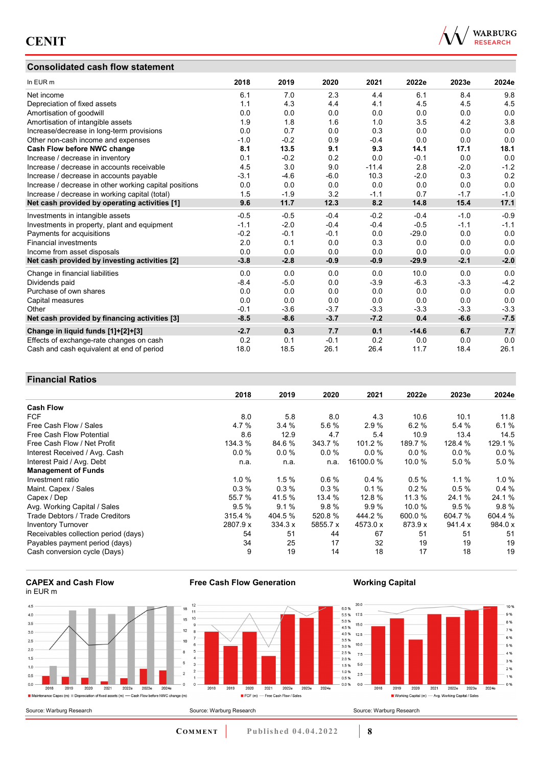## Consolidated cash flow statement

| In EUR m | 2018 | 2019 | 2020 | 2021 | 2022e | 2023e | 2024e |
|---|---|---|---|---|---|---|---|
| Net income | 6.1 | 7.0 | 2.3 | 4.4 | 6.1 | 8.4 | 9.8 |
| Depreciation of fixed assets | 1.1 | 4.3 | 4.4 | 4.1 | 4.5 | 4.5 | 4.5 |
| Amortisation of goodwill | 0.0 | 0.0 | 0.0 | 0.0 | 0.0 | 0.0 | 0.0 |
| Amortisation of intangible assets | 1.9 | 1.8 | 1.6 | 1.0 | 3.5 | 4.2 | 3.8 |
| Increase/decrease in long-term provisions | 0.0 | 0.7 | 0.0 | 0.3 | 0.0 | 0.0 | 0.0 |
| Other non-cash income and expenses | -1.0 | -0.2 | 0.9 | -0.4 | 0.0 | 0.0 | 0.0 |
| **Cash Flow before NWC change** | **8.1** | **13.5** | **9.1** | **9.3** | **14.1** | **17.1** | **18.1** |
| Increase / decrease in inventory | 0.1 | -0.2 | 0.2 | 0.0 | -0.1 | 0.0 | 0.0 |
| Increase / decrease in accounts receivable | 4.5 | 3.0 | 9.0 | -11.4 | 2.8 | -2.0 | -1.2 |
| Increase / decrease in accounts payable | -3.1 | -4.6 | -6.0 | 10.3 | -2.0 | 0.3 | 0.2 |
| Increase / decrease in other working capital positions | 0.0 | 0.0 | 0.0 | 0.0 | 0.0 | 0.0 | 0.0 |
| Increase / decrease in working capital (total) | 1.5 | -1.9 | 3.2 | -1.1 | 0.7 | -1.7 | -1.0 |
| **Net cash provided by operating activities [1]** | **9.6** | **11.7** | **12.3** | **8.2** | **14.8** | **15.4** | **17.1** |
| Investments in intangible assets | -0.5 | -0.5 | -0.4 | -0.2 | -0.4 | -1.0 | -0.9 |
| Investments in property, plant and equipment | -1.1 | -2.0 | -0.4 | -0.4 | -0.5 | -1.1 | -1.1 |
| Payments for acquisitions | -0.2 | -0.1 | -0.1 | 0.0 | -29.0 | 0.0 | 0.0 |
| Financial investments | 2.0 | 0.1 | 0.0 | 0.3 | 0.0 | 0.0 | 0.0 |
| Income from asset disposals | 0.0 | 0.0 | 0.0 | 0.0 | 0.0 | 0.0 | 0.0 |
| **Net cash provided by investing activities [2]** | **-3.8** | **-2.8** | **-0.9** | **-0.9** | **-29.9** | **-2.1** | **-2.0** |
| Change in financial liabilities | 0.0 | 0.0 | 0.0 | 0.0 | 10.0 | 0.0 | 0.0 |
| Dividends paid | -8.4 | -5.0 | 0.0 | -3.9 | -6.3 | -3.3 | -4.2 |
| Purchase of own shares | 0.0 | 0.0 | 0.0 | 0.0 | 0.0 | 0.0 | 0.0 |
| Capital measures | 0.0 | 0.0 | 0.0 | 0.0 | 0.0 | 0.0 | 0.0 |
| Other | -0.1 | -3.6 | -3.7 | -3.3 | -3.3 | -3.3 | -3.3 |
| **Net cash provided by financing activities [3]** | **-8.5** | **-8.6** | **-3.7** | **-7.2** | **0.4** | **-6.6** | **-7.5** |
| **Change in liquid funds [1]+[2]+[3]** | **-2.7** | **0.3** | **7.7** | **0.1** | **-14.6** | **6.7** | **7.7** |
| Effects of exchange-rate changes on cash | 0.2 | 0.1 | -0.1 | 0.2 | 0.0 | 0.0 | 0.0 |
| Cash and cash equivalent at end of period | 18.0 | 18.5 | 26.1 | 26.4 | 11.7 | 18.4 | 26.1 |

## Financial Ratios

| | 2018 | 2019 | 2020 | 2021 | 2022e | 2023e | 2024e |
|---|---|---|---|---|---|---|---|
| **Cash Flow** | | | | | | | |
| FCF | 8.0 | 5.8 | 8.0 | 4.3 | 10.6 | 10.1 | 11.8 |
| Free Cash Flow / Sales | 4.7 % | 3.4 % | 5.6 % | 2.9 % | 6.2 % | 5.4 % | 6.1 % |
| Free Cash Flow Potential | 8.6 | 12.9 | 4.7 | 5.4 | 10.9 | 13.4 | 14.5 |
| Free Cash Flow / Net Profit | 134.3 % | 84.6 % | 343.7 % | 101.2 % | 189.7 % | 128.4 % | 129.1 % |
| Interest Received / Avg. Cash | 0.0 % | 0.0 % | 0.0 % | 0.0 % | 0.0 % | 0.0 % | 0.0 % |
| Interest Paid / Avg. Debt | n.a. | n.a. | n.a. | 16100.0 % | 10.0 % | 5.0 % | 5.0 % |
| **Management of Funds** | | | | | | | |
| Investment ratio | 1.0 % | 1.5 % | 0.6 % | 0.4 % | 0.5 % | 1.1 % | 1.0 % |
| Maint. Capex / Sales | 0.3 % | 0.3 % | 0.3 % | 0.1 % | 0.2 % | 0.5 % | 0.4 % |
| Capex / Dep | 55.7 % | 41.5 % | 13.4 % | 12.8 % | 11.3 % | 24.1 % | 24.1 % |
| Avg. Working Capital / Sales | 9.5 % | 9.1 % | 9.8 % | 9.9 % | 10.0 % | 9.5 % | 9.8 % |
| Trade Debtors / Trade Creditors | 315.4 % | 404.5 % | 520.8 % | 444.2 % | 600.0 % | 604.7 % | 604.4 % |
| Inventory Turnover | 2807.9 x | 334.3 x | 5855.7 x | 4573.0 x | 873.9 x | 941.4 x | 984.0 x |
| Receivables collection period (days) | 54 | 51 | 44 | 67 | 51 | 51 | 51 |
| Payables payment period (days) | 34 | 25 | 17 | 32 | 19 | 19 | 19 |
| Cash conversion cycle (Days) | 9 | 19 | 14 | 18 | 17 | 18 | 19 |

**CAPEX and Cash Flow**
in EUR m

Source: Warburg Research

**Free Cash Flow Generation**

Source: Warburg Research

**Working Capital**

Source: Warburg Research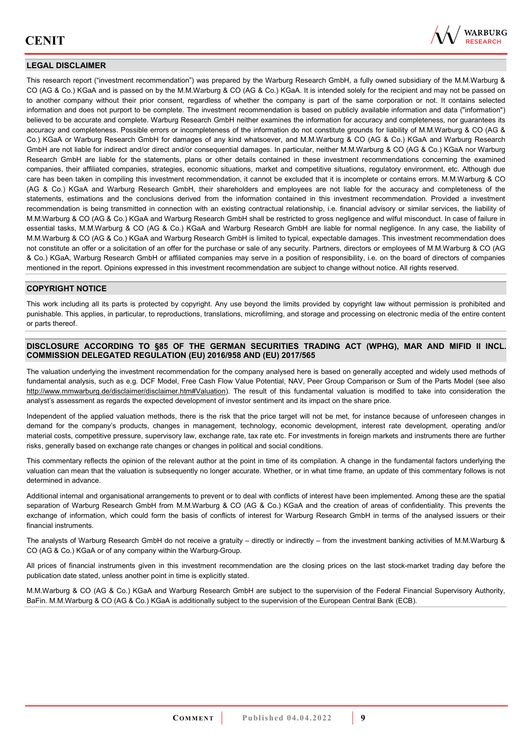## LEGAL DISCLAIMER

This research report ("investment recommendation") was prepared by the Warburg Research GmbH, a fully owned subsidiary of the M.M.Warburg & CO (AG & Co.) KGaA and is passed on by the M.M.Warburg & CO (AG & Co.) KGaA. It is intended solely for the recipient and may not be passed on to another company without their prior consent, regardless of whether the company is part of the same corporation or not. It contains selected information and does not purport to be complete. The investment recommendation is based on publicly available information and data ("information") believed to be accurate and complete. Warburg Research GmbH neither examines the information for accuracy and completeness, nor guarantees its accuracy and completeness. Possible errors or incompleteness of the information do not constitute grounds for liability of M.M.Warburg & CO (AG & Co.) KGaA or Warburg Research GmbH for damages of any kind whatsoever, and M.M.Warburg & CO (AG & Co.) KGaA and Warburg Research GmbH are not liable for indirect and/or direct and/or consequential damages. In particular, neither M.M.Warburg & CO (AG & Co.) KGaA nor Warburg Research GmbH are liable for the statements, plans or other details contained in these investment recommendations concerning the examined companies, their affiliated companies, strategies, economic situations, market and competitive situations, regulatory environment, etc. Although due care has been taken in compiling this investment recommendation, it cannot be excluded that it is incomplete or contains errors. M.M.Warburg & CO (AG & Co.) KGaA and Warburg Research GmbH, their shareholders and employees are not liable for the accuracy and completeness of the statements, estimations and the conclusions derived from the information contained in this investment recommendation. Provided a investment recommendation is being transmitted in connection with an existing contractual relationship, i.e. financial advisory or similar services, the liability of M.M.Warburg & CO (AG & Co.) KGaA and Warburg Research GmbH shall be restricted to gross negligence and wilful misconduct. In case of failure in essential tasks, M.M.Warburg & CO (AG & Co.) KGaA and Warburg Research GmbH are liable for normal negligence. In any case, the liability of M.M.Warburg & CO (AG & Co.) KGaA and Warburg Research GmbH is limited to typical, expectable damages. This investment recommendation does not constitute an offer or a solicitation of an offer for the purchase or sale of any security. Partners, directors or employees of M.M.Warburg & CO (AG & Co.) KGaA, Warburg Research GmbH or affiliated companies may serve in a position of responsibility, i.e. on the board of directors of companies mentioned in the report. Opinions expressed in this investment recommendation are subject to change without notice. All rights reserved.

## COPYRIGHT NOTICE

This work including all its parts is protected by copyright. Any use beyond the limits provided by copyright law without permission is prohibited and punishable. This applies, in particular, to reproductions, translations, microfilming, and storage and processing on electronic media of the entire content or parts thereof.

## DISCLOSURE ACCORDING TO §85 OF THE GERMAN SECURITIES TRADING ACT (WPHG), MAR AND MIFID II INCL. COMMISSION DELEGATED REGULATION (EU) 2016/958 AND (EU) 2017/565

The valuation underlying the investment recommendation for the company analysed here is based on generally accepted and widely used methods of fundamental analysis, such as e.g. DCF Model, Free Cash Flow Value Potential, NAV, Peer Group Comparison or Sum of the Parts Model (see also http://www.mmwarburg.de/disclaimer/disclaimer.htm#Valuation). The result of this fundamental valuation is modified to take into consideration the analyst's assessment as regards the expected development of investor sentiment and its impact on the share price.

Independent of the applied valuation methods, there is the risk that the price target will not be met, for instance because of unforeseen changes in demand for the company's products, changes in management, technology, economic development, interest rate development, operating and/or material costs, competitive pressure, supervisory law, exchange rate, tax rate etc. For investments in foreign markets and instruments there are further risks, generally based on exchange rate changes or changes in political and social conditions.

This commentary reflects the opinion of the relevant author at the point in time of its compilation. A change in the fundamental factors underlying the valuation can mean that the valuation is subsequently no longer accurate. Whether, or in what time frame, an update of this commentary follows is not determined in advance.

Additional internal and organisational arrangements to prevent or to deal with conflicts of interest have been implemented. Among these are the spatial separation of Warburg Research GmbH from M.M.Warburg & CO (AG & Co.) KGaA and the creation of areas of confidentiality. This prevents the exchange of information, which could form the basis of conflicts of interest for Warburg Research GmbH in terms of the analysed issuers or their financial instruments.

The analysts of Warburg Research GmbH do not receive a gratuity – directly or indirectly – from the investment banking activities of M.M.Warburg & CO (AG & Co.) KGaA or of any company within the Warburg-Group.

All prices of financial instruments given in this investment recommendation are the closing prices on the last stock-market trading day before the publication date stated, unless another point in time is explicitly stated.

M.M.Warburg & CO (AG & Co.) KGaA and Warburg Research GmbH are subject to the supervision of the Federal Financial Supervisory Authority, BaFin. M.M.Warburg & CO (AG & Co.) KGaA is additionally subject to the supervision of the European Central Bank (ECB).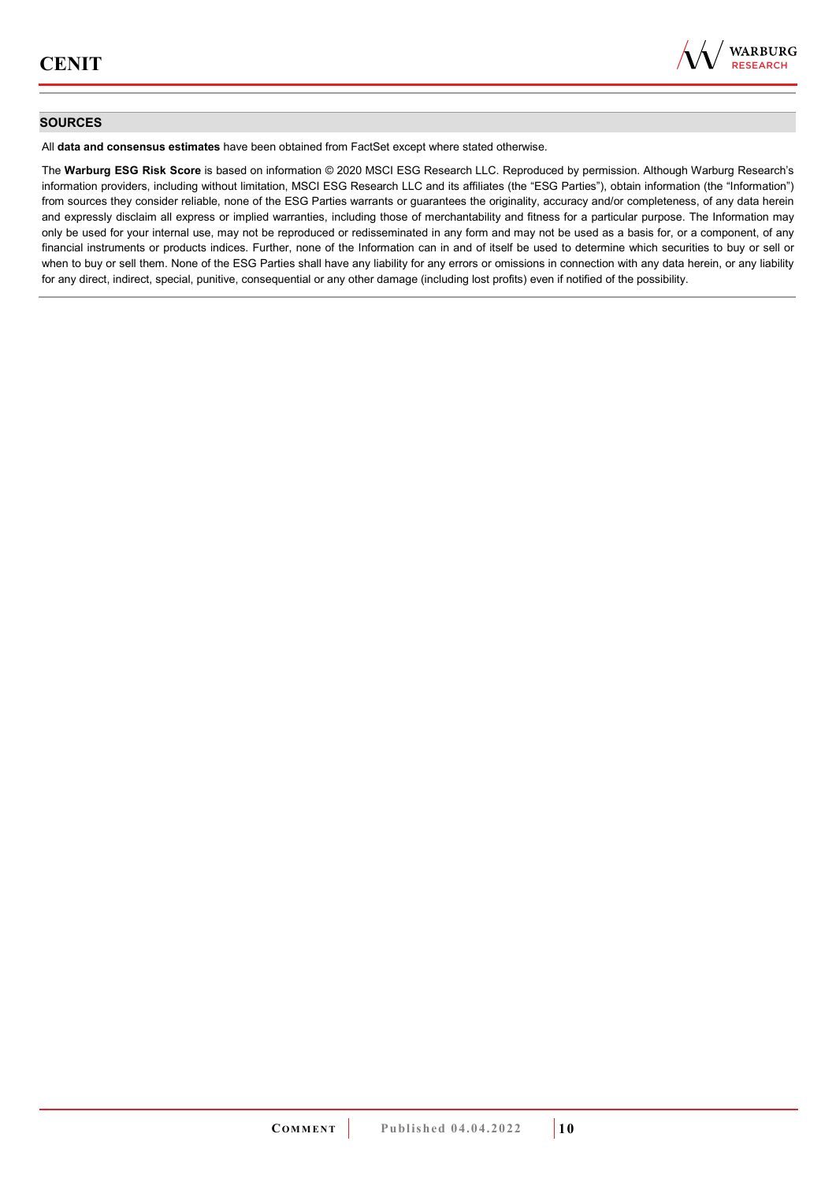## SOURCES

All **data and consensus estimates** have been obtained from FactSet except where stated otherwise.

The **Warburg ESG Risk Score** is based on information © 2020 MSCI ESG Research LLC. Reproduced by permission. Although Warburg Research's information providers, including without limitation, MSCI ESG Research LLC and its affiliates (the "ESG Parties"), obtain information (the "Information") from sources they consider reliable, none of the ESG Parties warrants or guarantees the originality, accuracy and/or completeness, of any data herein and expressly disclaim all express or implied warranties, including those of merchantability and fitness for a particular purpose. The Information may only be used for your internal use, may not be reproduced or redisseminated in any form and may not be used as a basis for, or a component, of any financial instruments or products indices. Further, none of the Information can in and of itself be used to determine which securities to buy or sell or when to buy or sell them. None of the ESG Parties shall have any liability for any errors or omissions in connection with any data herein, or any liability for any direct, indirect, special, punitive, consequential or any other damage (including lost profits) even if notified of the possibility.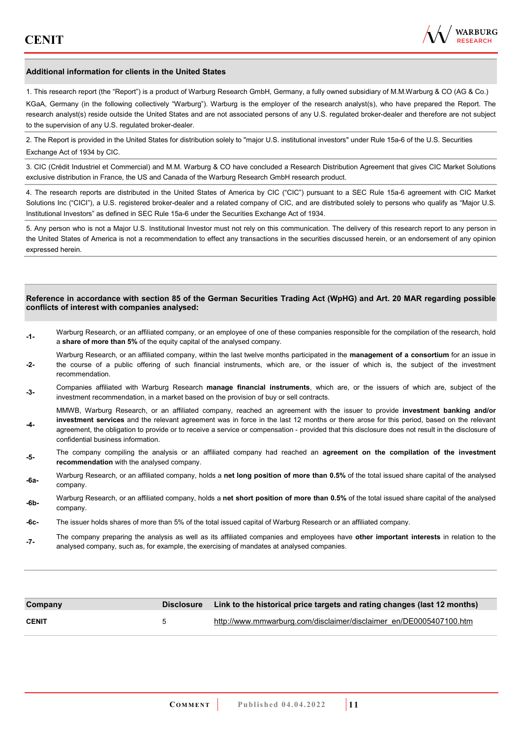## Additional information for clients in the United States

1. This research report (the "Report") is a product of Warburg Research GmbH, Germany, a fully owned subsidiary of M.M.Warburg & CO (AG & Co.) KGaA, Germany (in the following collectively "Warburg"). Warburg is the employer of the research analyst(s), who have prepared the Report. The research analyst(s) reside outside the United States and are not associated persons of any U.S. regulated broker-dealer and therefore are not subject to the supervision of any U.S. regulated broker-dealer.

2. The Report is provided in the United States for distribution solely to "major U.S. institutional investors" under Rule 15a-6 of the U.S. Securities Exchange Act of 1934 by CIC.

3. CIC (Crédit Industriel et Commercial) and M.M. Warburg & CO have concluded a Research Distribution Agreement that gives CIC Market Solutions exclusive distribution in France, the US and Canada of the Warburg Research GmbH research product.

4. The research reports are distributed in the United States of America by CIC ("CIC") pursuant to a SEC Rule 15a-6 agreement with CIC Market Solutions Inc ("CICI"), a U.S. registered broker-dealer and a related company of CIC, and are distributed solely to persons who qualify as "Major U.S. Institutional Investors" as defined in SEC Rule 15a-6 under the Securities Exchange Act of 1934.

5. Any person who is not a Major U.S. Institutional Investor must not rely on this communication. The delivery of this research report to any person in the United States of America is not a recommendation to effect any transactions in the securities discussed herein, or an endorsement of any opinion expressed herein.

## Reference in accordance with section 85 of the German Securities Trading Act (WpHG) and Art. 20 MAR regarding possible conflicts of interest with companies analysed:

| | |
|---|---|
| -1- | Warburg Research, or an affiliated company, or an employee of one of these companies responsible for the compilation of the research, hold a **share of more than 5%** of the equity capital of the analysed company. |
| -2- | Warburg Research, or an affiliated company, within the last twelve months participated in the **management of a consortium** for an issue in the course of a public offering of such financial instruments, which are, or the issuer of which is, the subject of the investment recommendation. |
| -3- | Companies affiliated with Warburg Research **manage financial instruments**, which are, or the issuers of which are, subject of the investment recommendation, in a market based on the provision of buy or sell contracts. |
| -4- | MMWB, Warburg Research, or an affiliated company, reached an agreement with the issuer to provide **investment banking and/or investment services** and the relevant agreement was in force in the last 12 months or there arose for this period, based on the relevant agreement, the obligation to provide or to receive a service or compensation - provided that this disclosure does not result in the disclosure of confidential business information. |
| -5- | The company compiling the analysis or an affiliated company had reached an **agreement on the compilation of the investment recommendation** with the analysed company. |
| -6a- | Warburg Research, or an affiliated company, holds a **net long position of more than 0.5%** of the total issued share capital of the analysed company. |
| -6b- | Warburg Research, or an affiliated company, holds a **net short position of more than 0.5%** of the total issued share capital of the analysed company. |
| -6c- | The issuer holds shares of more than 5% of the total issued capital of Warburg Research or an affiliated company. |
| -7- | The company preparing the analysis as well as its affiliated companies and employees have **other important interests** in relation to the analysed company, such as, for example, the exercising of mandates at analysed companies. |

| Company | Disclosure | Link to the historical price targets and rating changes (last 12 months) |
|---|---|---|
| **CENIT** | 5 | http://www.mmwarburg.com/disclaimer/disclaimer_en/DE0005407100.htm |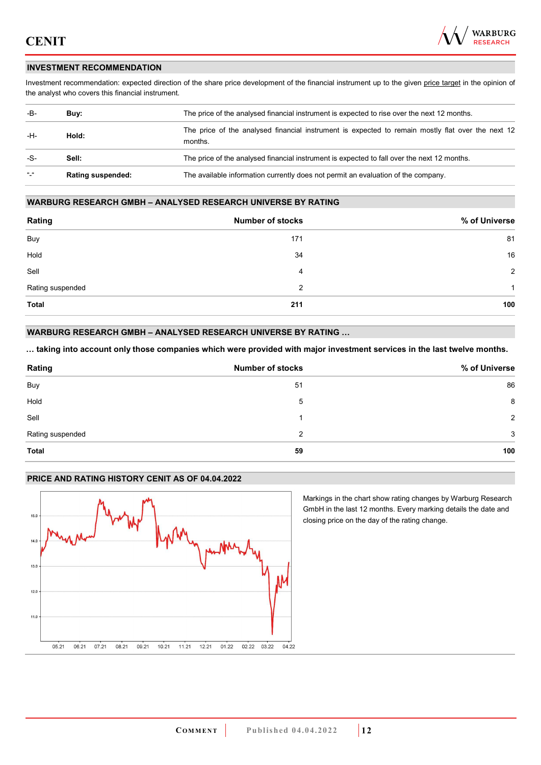## INVESTMENT RECOMMENDATION

Investment recommendation: expected direction of the share price development of the financial instrument up to the given price target in the opinion of the analyst who covers this financial instrument.

| | | |
|---|---|---|
| -B- | **Buy:** | The price of the analysed financial instrument is expected to rise over the next 12 months. |
| -H- | **Hold:** | The price of the analysed financial instrument is expected to remain mostly flat over the next 12 months. |
| -S- | **Sell:** | The price of the analysed financial instrument is expected to fall over the next 12 months. |
| "-" | **Rating suspended:** | The available information currently does not permit an evaluation of the company. |

## WARBURG RESEARCH GMBH – ANALYSED RESEARCH UNIVERSE BY RATING

| Rating | Number of stocks | % of Universe |
|---|---|---|
| Buy | 171 | 81 |
| Hold | 34 | 16 |
| Sell | 4 | 2 |
| Rating suspended | 2 | 1 |
| **Total** | **211** | **100** |

## WARBURG RESEARCH GMBH – ANALYSED RESEARCH UNIVERSE BY RATING …

**… taking into account only those companies which were provided with major investment services in the last twelve months.**

| Rating | Number of stocks | % of Universe |
|---|---|---|
| Buy | 51 | 86 |
| Hold | 5 | 8 |
| Sell | 1 | 2 |
| Rating suspended | 2 | 3 |
| **Total** | **59** | **100** |

## PRICE AND RATING HISTORY CENIT AS OF 04.04.2022

Markings in the chart show rating changes by Warburg Research GmbH in the last 12 months. Every marking details the date and closing price on the day of the rating change.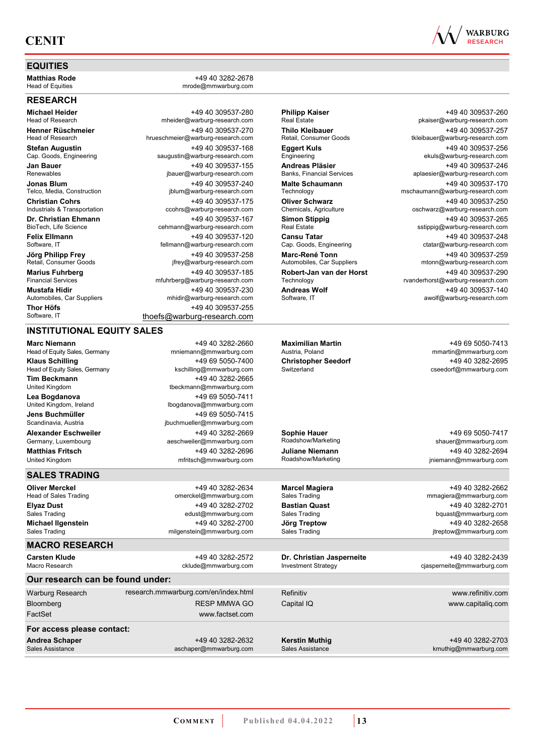## EQUITIES

**Matthias Rode**
Head of Equities
+49 40 3282-2678
mrode@mmwarburg.com

## RESEARCH

| | | | |
|---|---|---|---|
| **Michael Heider**<br>Head of Research | +49 40 309537-280<br>mheider@warburg-research.com | **Philipp Kaiser**<br>Real Estate | +49 40 309537-260<br>pkaiser@warburg-research.com |
| **Henner Rüschmeier**<br>Head of Research | +49 40 309537-270<br>hrueschmeier@warburg-research.com | **Thilo Kleibauer**<br>Retail, Consumer Goods | +49 40 309537-257<br>tkleibauer@warburg-research.com |
| **Stefan Augustin**<br>Cap. Goods, Engineering | +49 40 309537-168<br>saugustin@warburg-research.com | **Eggert Kuls**<br>Engineering | +49 40 309537-256<br>ekuls@warburg-research.com |
| **Jan Bauer**<br>Renewables | +49 40 309537-155<br>jbauer@warburg-research.com | **Andreas Pläsier**<br>Banks, Financial Services | +49 40 309537-246<br>aplaesier@warburg-research.com |
| **Jonas Blum**<br>Telco, Media, Construction | +49 40 309537-240<br>jblum@warburg-research.com | **Malte Schaumann**<br>Technology | +49 40 309537-170<br>mschaumann@warburg-research.com |
| **Christian Cohrs**<br>Industrials & Transportation | +49 40 309537-175<br>ccohrs@warburg-research.com | **Oliver Schwarz**<br>Chemicals, Agriculture | +49 40 309537-250<br>oschwarz@warburg-research.com |
| **Dr. Christian Ehmann**<br>BioTech, Life Science | +49 40 309537-167<br>cehmann@warburg-research.com | **Simon Stippig**<br>Real Estate | +49 40 309537-265<br>sstippig@warburg-research.com |
| **Felix Ellmann**<br>Software, IT | +49 40 309537-120<br>fellmann@warburg-research.com | **Cansu Tatar**<br>Cap. Goods, Engineering | +49 40 309537-248<br>ctatar@warburg-research.com |
| **Jörg Philipp Frey**<br>Retail, Consumer Goods | +49 40 309537-258<br>jfrey@warburg-research.com | **Marc-René Tonn**<br>Automobiles, Car Suppliers | +49 40 309537-259<br>mtonn@warburg-research.com |
| **Marius Fuhrberg**<br>Financial Services | +49 40 309537-185<br>mfuhrberg@warburg-research.com | **Robert-Jan van der Horst**<br>Technology | +49 40 309537-290<br>rvanderhorst@warburg-research.com |
| **Mustafa Hidir**<br>Automobiles, Car Suppliers | +49 40 309537-230<br>mhidir@warburg-research.com | **Andreas Wolf**<br>Software, IT | +49 40 309537-140<br>awolf@warburg-research.com |
| **Thor Höfs**<br>Software, IT | +49 40 309537-255<br>thoefs@warburg-research.com | | |

## INSTITUTIONAL EQUITY SALES

| | | | |
|---|---|---|---|
| **Marc Niemann**<br>Head of Equity Sales, Germany | +49 40 3282-2660<br>mniemann@mmwarburg.com | **Maximilian Martin**<br>Austria, Poland | +49 69 5050-7413<br>mmartin@mmwarburg.com |
| **Klaus Schilling**<br>Head of Equity Sales, Germany | +49 69 5050-7400<br>kschilling@mmwarburg.com | **Christopher Seedorf**<br>Switzerland | +49 40 3282-2695<br>cseedorf@mmwarburg.com |
| **Tim Beckmann**<br>United Kingdom | +49 40 3282-2665<br>tbeckmann@mmwarburg.com | | |
| **Lea Bogdanova**<br>United Kingdom, Ireland | +49 69 5050-7411<br>lbogdanova@mmwarburg.com | | |
| **Jens Buchmüller**<br>Scandinavia, Austria | +49 69 5050-7415<br>jbuchmueller@mmwarburg.com | | |
| **Alexander Eschweiler**<br>Germany, Luxembourg | +49 40 3282-2669<br>aeschweiler@mmwarburg.com | **Sophie Hauer**<br>Roadshow/Marketing | +49 69 5050-7417<br>shauer@mmwarburg.com |
| **Matthias Fritsch**<br>United Kingdom | +49 40 3282-2696<br>mfritsch@mmwarburg.com | **Juliane Niemann**<br>Roadshow/Marketing | +49 40 3282-2694<br>jniemann@mmwarburg.com |

## SALES TRADING

| | | | |
|---|---|---|---|
| **Oliver Merckel**<br>Head of Sales Trading | +49 40 3282-2634<br>omerckel@mmwarburg.com | **Marcel Magiera**<br>Sales Trading | +49 40 3282-2662<br>mmagiera@mmwarburg.com |
| **Elyaz Dust**<br>Sales Trading | +49 40 3282-2702<br>edust@mmwarburg.com | **Bastian Quast**<br>Sales Trading | +49 40 3282-2701<br>bquast@mmwarburg.com |
| **Michael Ilgenstein**<br>Sales Trading | +49 40 3282-2700<br>milgenstein@mmwarburg.com | **Jörg Treptow**<br>Sales Trading | +49 40 3282-2658<br>jtreptow@mmwarburg.com |

## MACRO RESEARCH

| | | | |
|---|---|---|---|
| **Carsten Klude**<br>Macro Research | +49 40 3282-2572<br>cklude@mmwarburg.com | **Dr. Christian Jasperneite**<br>Investment Strategy | +49 40 3282-2439<br>cjasperneite@mmwarburg.com |

## Our research can be found under:

| | | | |
|---|---|---|---|
| Warburg Research | research.mmwarburg.com/en/index.html | Refinitiv | www.refinitiv.com |
| Bloomberg | RESP MMWA GO | Capital IQ | www.capitaliq.com |
| FactSet | www.factset.com | | |

## For access please contact:

| | | | |
|---|---|---|---|
| **Andrea Schaper**<br>Sales Assistance | +49 40 3282-2632<br>aschaper@mmwarburg.com | **Kerstin Muthig**<br>Sales Assistance | +49 40 3282-2703<br>kmuthig@mmwarburg.com |